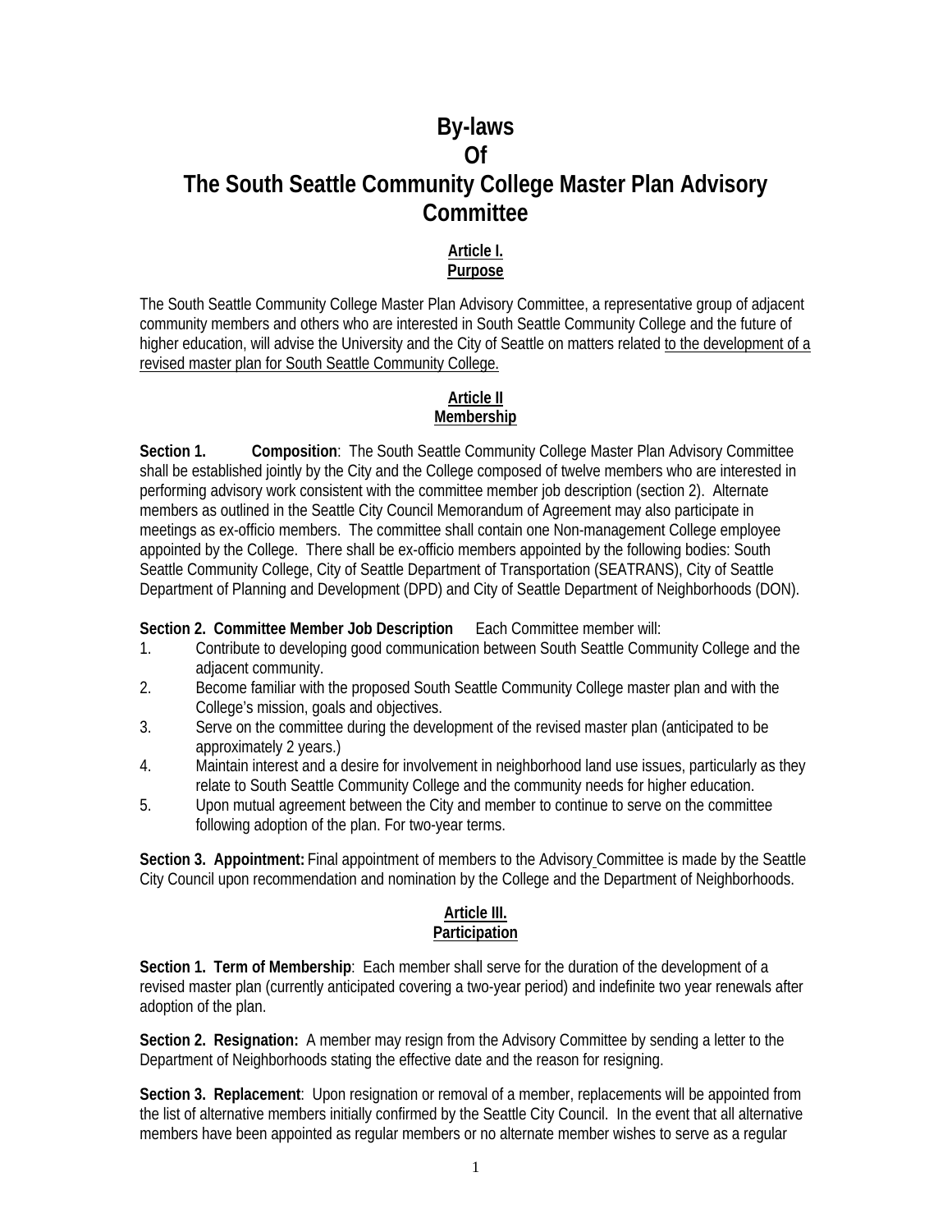# By-laws
# Of
# The South Seattle Community College Master Plan Advisory Committee

## Article I.
## Purpose

The South Seattle Community College Master Plan Advisory Committee, a representative group of adjacent community members and others who are interested in South Seattle Community College and the future of higher education, will advise the University and the City of Seattle on matters related <u>to the development of a revised master plan for South Seattle Community College.</u>

## Article II
## Membership

**Section 1. Composition**: The South Seattle Community College Master Plan Advisory Committee shall be established jointly by the City and the College composed of twelve members who are interested in performing advisory work consistent with the committee member job description (section 2). Alternate members as outlined in the Seattle City Council Memorandum of Agreement may also participate in meetings as ex-officio members. The committee shall contain one Non-management College employee appointed by the College. There shall be ex-officio members appointed by the following bodies: South Seattle Community College, City of Seattle Department of Transportation (SEATRANS), City of Seattle Department of Planning and Development (DPD) and City of Seattle Department of Neighborhoods (DON).

**Section 2. Committee Member Job Description** Each Committee member will:

1. Contribute to developing good communication between South Seattle Community College and the adjacent community.
2. Become familiar with the proposed South Seattle Community College master plan and with the College's mission, goals and objectives.
3. Serve on the committee during the development of the revised master plan (anticipated to be approximately 2 years.)
4. Maintain interest and a desire for involvement in neighborhood land use issues, particularly as they relate to South Seattle Community College and the community needs for higher education.
5. Upon mutual agreement between the City and member to continue to serve on the committee following adoption of the plan. For two-year terms.

**Section 3. Appointment:** Final appointment of members to the Advisory Committee is made by the Seattle City Council upon recommendation and nomination by the College and the Department of Neighborhoods.

## Article III.
## Participation

**Section 1. Term of Membership**: Each member shall serve for the duration of the development of a revised master plan (currently anticipated covering a two-year period) and indefinite two year renewals after adoption of the plan.

**Section 2. Resignation:** A member may resign from the Advisory Committee by sending a letter to the Department of Neighborhoods stating the effective date and the reason for resigning.

**Section 3. Replacement**: Upon resignation or removal of a member, replacements will be appointed from the list of alternative members initially confirmed by the Seattle City Council. In the event that all alternative members have been appointed as regular members or no alternate member wishes to serve as a regular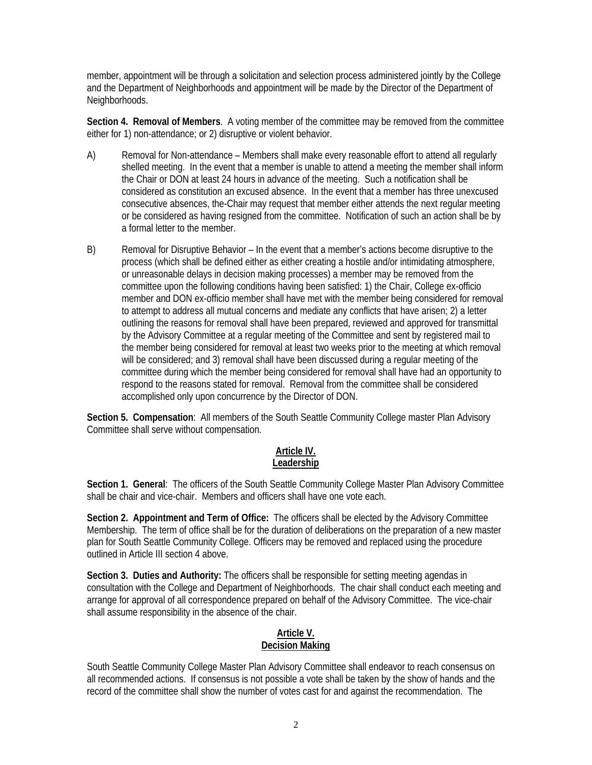member, appointment will be through a solicitation and selection process administered jointly by the College and the Department of Neighborhoods and appointment will be made by the Director of the Department of Neighborhoods.

**Section 4. Removal of Members**. A voting member of the committee may be removed from the committee either for 1) non-attendance; or 2) disruptive or violent behavior.

A) Removal for Non-attendance – Members shall make every reasonable effort to attend all regularly shelled meeting. In the event that a member is unable to attend a meeting the member shall inform the Chair or DON at least 24 hours in advance of the meeting. Such a notification shall be considered as constitution an excused absence. In the event that a member has three unexcused consecutive absences, the-Chair may request that member either attends the next regular meeting or be considered as having resigned from the committee. Notification of such an action shall be by a formal letter to the member.

B) Removal for Disruptive Behavior – In the event that a member's actions become disruptive to the process (which shall be defined either as either creating a hostile and/or intimidating atmosphere, or unreasonable delays in decision making processes) a member may be removed from the committee upon the following conditions having been satisfied: 1) the Chair, College ex-officio member and DON ex-officio member shall have met with the member being considered for removal to attempt to address all mutual concerns and mediate any conflicts that have arisen; 2) a letter outlining the reasons for removal shall have been prepared, reviewed and approved for transmittal by the Advisory Committee at a regular meeting of the Committee and sent by registered mail to the member being considered for removal at least two weeks prior to the meeting at which removal will be considered; and 3) removal shall have been discussed during a regular meeting of the committee during which the member being considered for removal shall have had an opportunity to respond to the reasons stated for removal. Removal from the committee shall be considered accomplished only upon concurrence by the Director of DON.

**Section 5. Compensation**: All members of the South Seattle Community College master Plan Advisory Committee shall serve without compensation.

## Article IV. Leadership

**Section 1. General**: The officers of the South Seattle Community College Master Plan Advisory Committee shall be chair and vice-chair. Members and officers shall have one vote each.

**Section 2. Appointment and Term of Office:** The officers shall be elected by the Advisory Committee Membership. The term of office shall be for the duration of deliberations on the preparation of a new master plan for South Seattle Community College. Officers may be removed and replaced using the procedure outlined in Article III section 4 above.

**Section 3. Duties and Authority:** The officers shall be responsible for setting meeting agendas in consultation with the College and Department of Neighborhoods. The chair shall conduct each meeting and arrange for approval of all correspondence prepared on behalf of the Advisory Committee. The vice-chair shall assume responsibility in the absence of the chair.

## Article V. Decision Making

South Seattle Community College Master Plan Advisory Committee shall endeavor to reach consensus on all recommended actions. If consensus is not possible a vote shall be taken by the show of hands and the record of the committee shall show the number of votes cast for and against the recommendation. The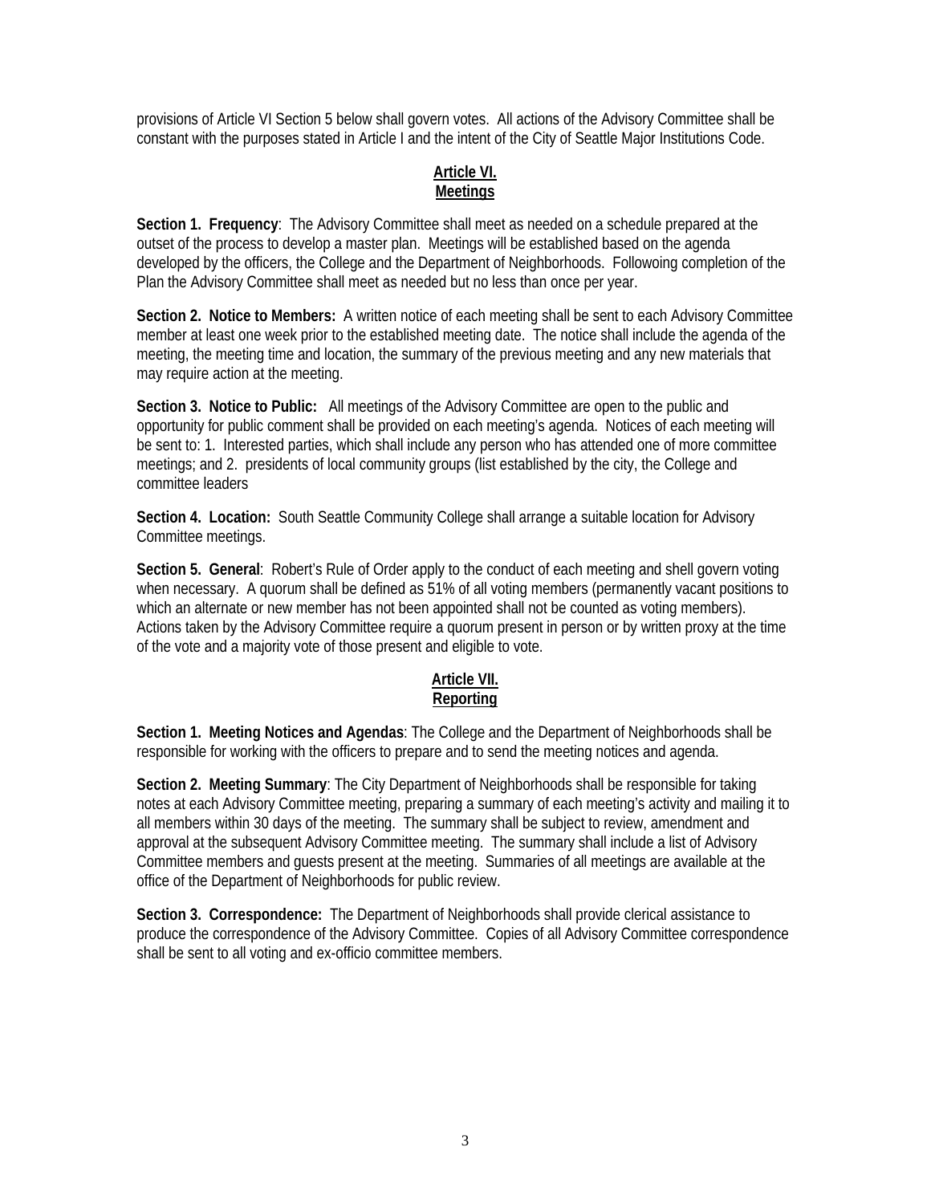provisions of Article VI Section 5 below shall govern votes. All actions of the Advisory Committee shall be constant with the purposes stated in Article I and the intent of the City of Seattle Major Institutions Code.

## Article VI.
## Meetings

**Section 1. Frequency**: The Advisory Committee shall meet as needed on a schedule prepared at the outset of the process to develop a master plan. Meetings will be established based on the agenda developed by the officers, the College and the Department of Neighborhoods. Followoing completion of the Plan the Advisory Committee shall meet as needed but no less than once per year.

**Section 2. Notice to Members:** A written notice of each meeting shall be sent to each Advisory Committee member at least one week prior to the established meeting date. The notice shall include the agenda of the meeting, the meeting time and location, the summary of the previous meeting and any new materials that may require action at the meeting.

**Section 3. Notice to Public:** All meetings of the Advisory Committee are open to the public and opportunity for public comment shall be provided on each meeting's agenda. Notices of each meeting will be sent to: 1. Interested parties, which shall include any person who has attended one of more committee meetings; and 2. presidents of local community groups (list established by the city, the College and committee leaders

**Section 4. Location:** South Seattle Community College shall arrange a suitable location for Advisory Committee meetings.

**Section 5. General**: Robert's Rule of Order apply to the conduct of each meeting and shell govern voting when necessary. A quorum shall be defined as 51% of all voting members (permanently vacant positions to which an alternate or new member has not been appointed shall not be counted as voting members). Actions taken by the Advisory Committee require a quorum present in person or by written proxy at the time of the vote and a majority vote of those present and eligible to vote.

## Article VII.
## Reporting

**Section 1. Meeting Notices and Agendas**: The College and the Department of Neighborhoods shall be responsible for working with the officers to prepare and to send the meeting notices and agenda.

**Section 2. Meeting Summary**: The City Department of Neighborhoods shall be responsible for taking notes at each Advisory Committee meeting, preparing a summary of each meeting's activity and mailing it to all members within 30 days of the meeting. The summary shall be subject to review, amendment and approval at the subsequent Advisory Committee meeting. The summary shall include a list of Advisory Committee members and guests present at the meeting. Summaries of all meetings are available at the office of the Department of Neighborhoods for public review.

**Section 3. Correspondence:** The Department of Neighborhoods shall provide clerical assistance to produce the correspondence of the Advisory Committee. Copies of all Advisory Committee correspondence shall be sent to all voting and ex-officio committee members.